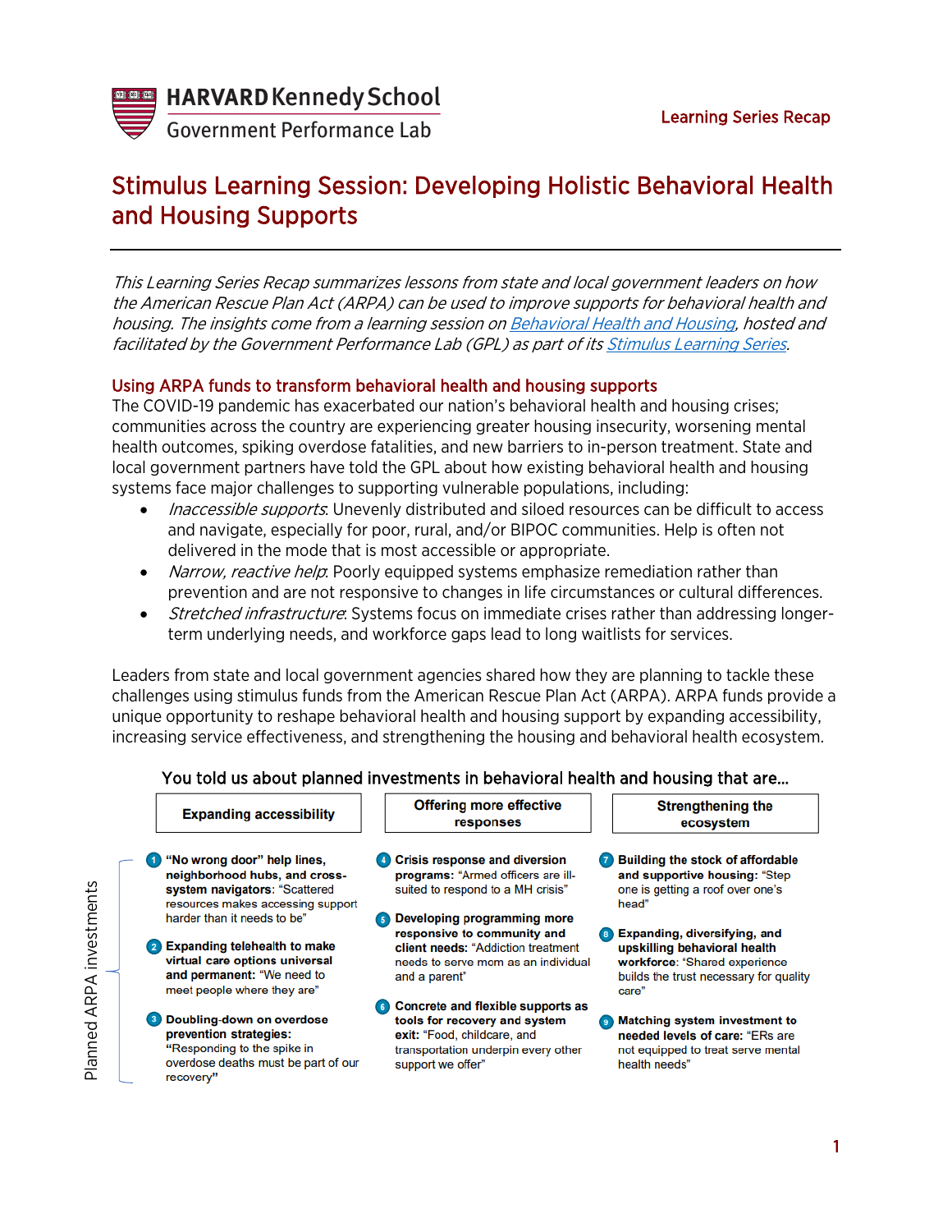HARVARD Kennedy School
Government Performance Lab

Learning Series Recap

# Stimulus Learning Session: Developing Holistic Behavioral Health and Housing Supports

*This Learning Series Recap summarizes lessons from state and local government leaders on how the American Rescue Plan Act (ARPA) can be used to improve supports for behavioral health and housing. The insights come from a learning session on Behavioral Health and Housing, hosted and facilitated by the Government Performance Lab (GPL) as part of its Stimulus Learning Series.*

## Using ARPA funds to transform behavioral health and housing supports

The COVID-19 pandemic has exacerbated our nation's behavioral health and housing crises; communities across the country are experiencing greater housing insecurity, worsening mental health outcomes, spiking overdose fatalities, and new barriers to in-person treatment. State and local government partners have told the GPL about how existing behavioral health and housing systems face major challenges to supporting vulnerable populations, including:

- *Inaccessible supports*: Unevenly distributed and siloed resources can be difficult to access and navigate, especially for poor, rural, and/or BIPOC communities. Help is often not delivered in the mode that is most accessible or appropriate.
- *Narrow, reactive help*: Poorly equipped systems emphasize remediation rather than prevention and are not responsive to changes in life circumstances or cultural differences.
- *Stretched infrastructure*: Systems focus on immediate crises rather than addressing longer-term underlying needs, and workforce gaps lead to long waitlists for services.

Leaders from state and local government agencies shared how they are planning to tackle these challenges using stimulus funds from the American Rescue Plan Act (ARPA). ARPA funds provide a unique opportunity to reshape behavioral health and housing support by expanding accessibility, increasing service effectiveness, and strengthening the housing and behavioral health ecosystem.

### You told us about planned investments in behavioral health and housing that are…

**Planned ARPA investments**

**Expanding accessibility**

1. **"No wrong door" help lines, neighborhood hubs, and cross-system navigators**: "Scattered resources makes accessing support harder than it needs to be"
2. **Expanding telehealth to make virtual care options universal and permanent:** "We need to meet people where they are"
3. **Doubling-down on overdose prevention strategies:** "Responding to the spike in overdose deaths must be part of our recovery"

**Offering more effective responses**

4. **Crisis response and diversion programs:** "Armed officers are ill-suited to respond to a MH crisis"
5. **Developing programming more responsive to community and client needs:** "Addiction treatment needs to serve mom as an individual and a parent"
6. **Concrete and flexible supports as tools for recovery and system exit:** "Food, childcare, and transportation underpin every other support we offer"

**Strengthening the ecosystem**

7. **Building the stock of affordable and supportive housing:** "Step one is getting a roof over one's head"
8. **Expanding, diversifying, and upskilling behavioral health workforce**: "Shared experience builds the trust necessary for quality care"
9. **Matching system investment to needed levels of care:** "ERs are not equipped to treat serve mental health needs"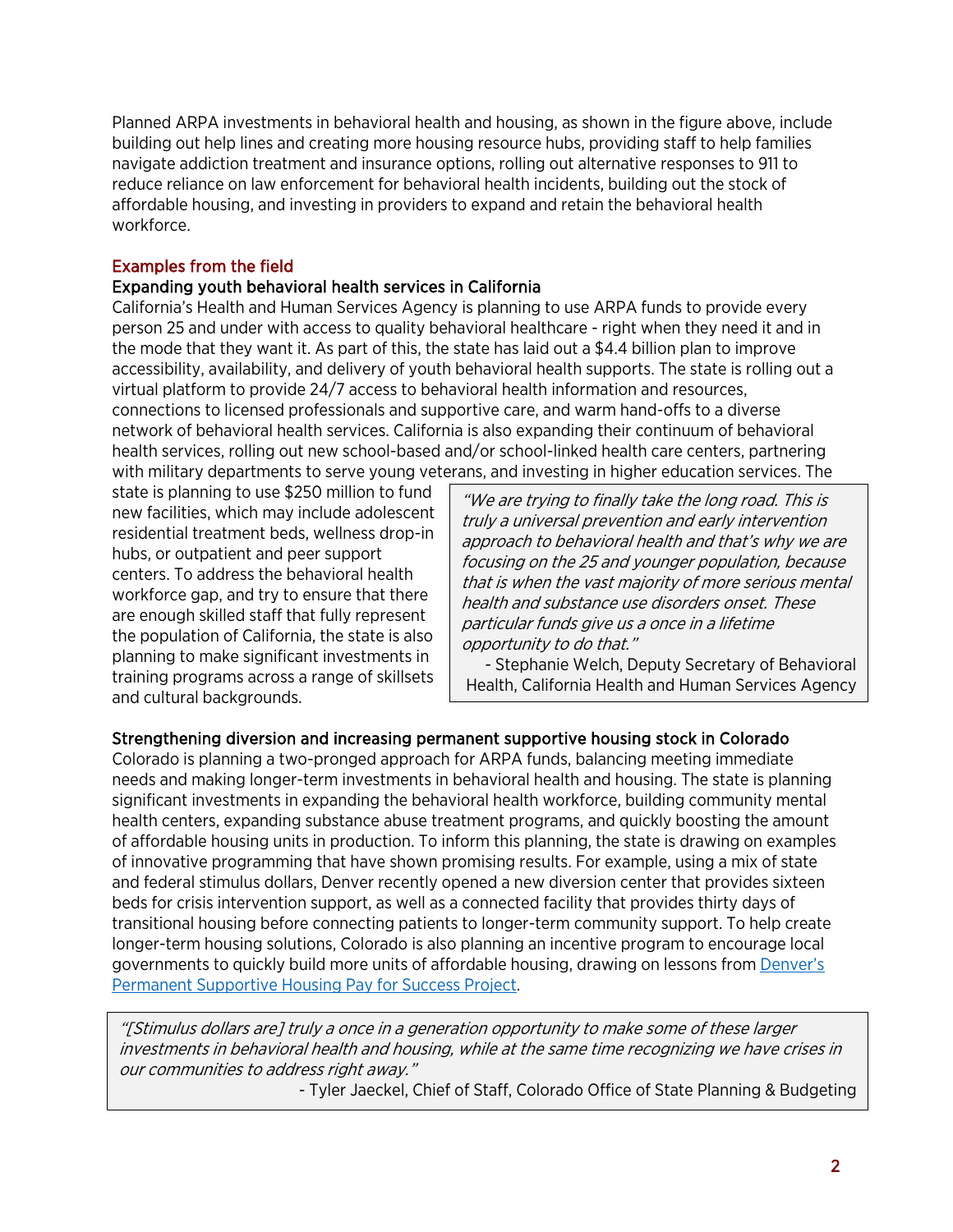Planned ARPA investments in behavioral health and housing, as shown in the figure above, include building out help lines and creating more housing resource hubs, providing staff to help families navigate addiction treatment and insurance options, rolling out alternative responses to 911 to reduce reliance on law enforcement for behavioral health incidents, building out the stock of affordable housing, and investing in providers to expand and retain the behavioral health workforce.

## Examples from the field

### Expanding youth behavioral health services in California

California's Health and Human Services Agency is planning to use ARPA funds to provide every person 25 and under with access to quality behavioral healthcare - right when they need it and in the mode that they want it. As part of this, the state has laid out a $4.4 billion plan to improve accessibility, availability, and delivery of youth behavioral health supports. The state is rolling out a virtual platform to provide 24/7 access to behavioral health information and resources, connections to licensed professionals and supportive care, and warm hand-offs to a diverse network of behavioral health services. California is also expanding their continuum of behavioral health services, rolling out new school-based and/or school-linked health care centers, partnering with military departments to serve young veterans, and investing in higher education services. The state is planning to use $250 million to fund new facilities, which may include adolescent residential treatment beds, wellness drop-in hubs, or outpatient and peer support centers. To address the behavioral health workforce gap, and try to ensure that there are enough skilled staff that fully represent the population of California, the state is also planning to make significant investments in training programs across a range of skillsets and cultural backgrounds.

> *"We are trying to finally take the long road. This is truly a universal prevention and early intervention approach to behavioral health and that's why we are focusing on the 25 and younger population, because that is when the vast majority of more serious mental health and substance use disorders onset. These particular funds give us a once in a lifetime opportunity to do that."*
>
> \- Stephanie Welch, Deputy Secretary of Behavioral Health, California Health and Human Services Agency

### Strengthening diversion and increasing permanent supportive housing stock in Colorado

Colorado is planning a two-pronged approach for ARPA funds, balancing meeting immediate needs and making longer-term investments in behavioral health and housing. The state is planning significant investments in expanding the behavioral health workforce, building community mental health centers, expanding substance abuse treatment programs, and quickly boosting the amount of affordable housing units in production. To inform this planning, the state is drawing on examples of innovative programming that have shown promising results. For example, using a mix of state and federal stimulus dollars, Denver recently opened a new diversion center that provides sixteen beds for crisis intervention support, as well as a connected facility that provides thirty days of transitional housing before connecting patients to longer-term community support. To help create longer-term housing solutions, Colorado is also planning an incentive program to encourage local governments to quickly build more units of affordable housing, drawing on lessons from Denver's Permanent Supportive Housing Pay for Success Project.

> *"[Stimulus dollars are] truly a once in a generation opportunity to make some of these larger investments in behavioral health and housing, while at the same time recognizing we have crises in our communities to address right away."*
>
> \- Tyler Jaeckel, Chief of Staff, Colorado Office of State Planning & Budgeting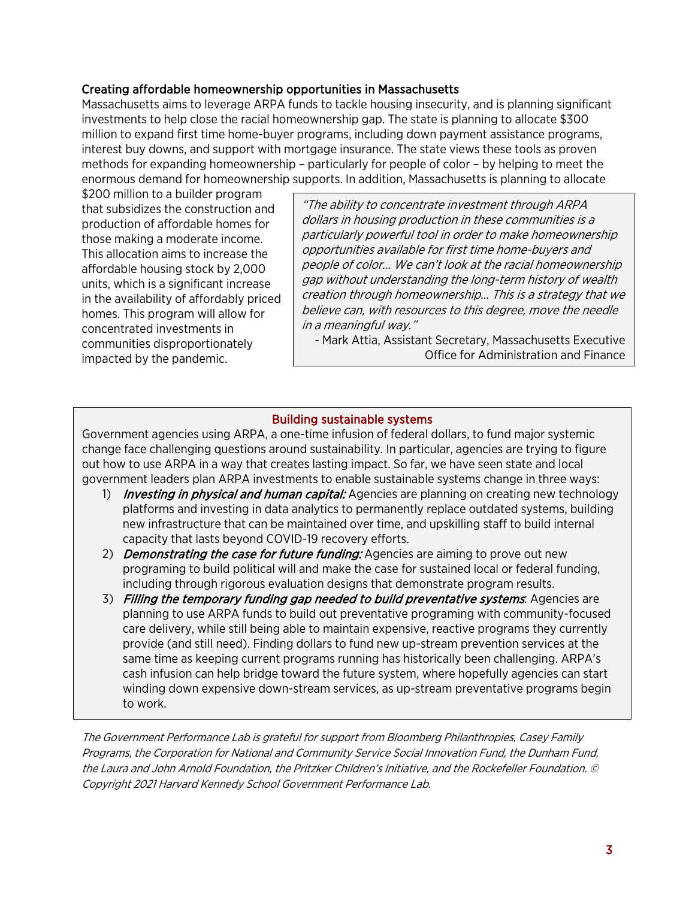### Creating affordable homeownership opportunities in Massachusetts

Massachusetts aims to leverage ARPA funds to tackle housing insecurity, and is planning significant investments to help close the racial homeownership gap. The state is planning to allocate $300 million to expand first time home-buyer programs, including down payment assistance programs, interest buy downs, and support with mortgage insurance. The state views these tools as proven methods for expanding homeownership – particularly for people of color – by helping to meet the enormous demand for homeownership supports. In addition, Massachusetts is planning to allocate $200 million to a builder program that subsidizes the construction and production of affordable homes for those making a moderate income. This allocation aims to increase the affordable housing stock by 2,000 units, which is a significant increase in the availability of affordably priced homes. This program will allow for concentrated investments in communities disproportionately impacted by the pandemic.

> *"The ability to concentrate investment through ARPA dollars in housing production in these communities is a particularly powerful tool in order to make homeownership opportunities available for first time home-buyers and people of color… We can't look at the racial homeownership gap without understanding the long-term history of wealth creation through homeownership… This is a strategy that we believe can, with resources to this degree, move the needle in a meaningful way."*
>
> \- Mark Attia, Assistant Secretary, Massachusetts Executive Office for Administration and Finance

### Building sustainable systems

Government agencies using ARPA, a one-time infusion of federal dollars, to fund major systemic change face challenging questions around sustainability. In particular, agencies are trying to figure out how to use ARPA in a way that creates lasting impact. So far, we have seen state and local government leaders plan ARPA investments to enable sustainable systems change in three ways:

1) ***Investing in physical and human capital:*** Agencies are planning on creating new technology platforms and investing in data analytics to permanently replace outdated systems, building new infrastructure that can be maintained over time, and upskilling staff to build internal capacity that lasts beyond COVID-19 recovery efforts.
2) ***Demonstrating the case for future funding:*** Agencies are aiming to prove out new programing to build political will and make the case for sustained local or federal funding, including through rigorous evaluation designs that demonstrate program results.
3) ***Filling the temporary funding gap needed to build preventative systems***: Agencies are planning to use ARPA funds to build out preventative programing with community-focused care delivery, while still being able to maintain expensive, reactive programs they currently provide (and still need). Finding dollars to fund new up-stream prevention services at the same time as keeping current programs running has historically been challenging. ARPA's cash infusion can help bridge toward the future system, where hopefully agencies can start winding down expensive down-stream services, as up-stream preventative programs begin to work.

*The Government Performance Lab is grateful for support from Bloomberg Philanthropies, Casey Family Programs, the Corporation for National and Community Service Social Innovation Fund, the Dunham Fund, the Laura and John Arnold Foundation, the Pritzker Children's Initiative, and the Rockefeller Foundation. © Copyright 2021 Harvard Kennedy School Government Performance Lab.*